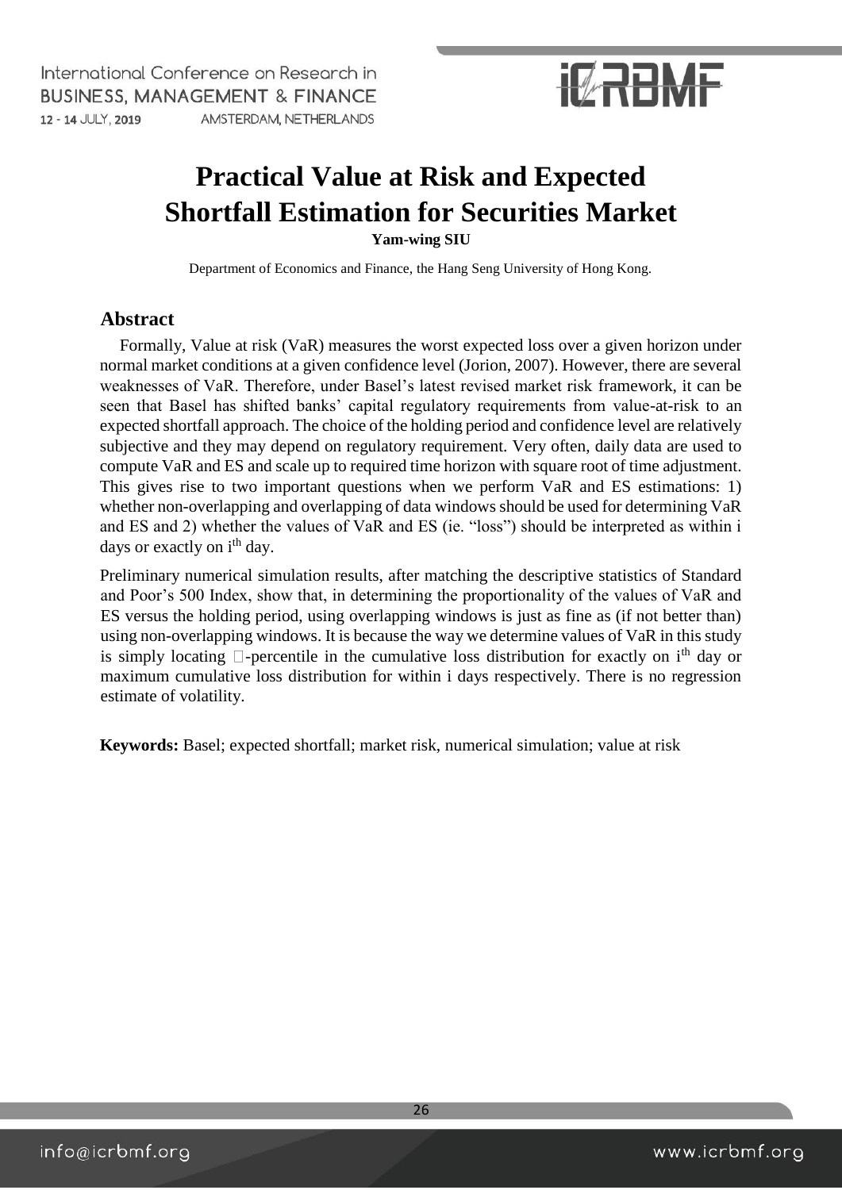# Practical Value at Risk and Expected Shortfall Estimation for Securities Market

**Yam-wing SIU**

Department of Economics and Finance, the Hang Seng University of Hong Kong.

## Abstract

Formally, Value at risk (VaR) measures the worst expected loss over a given horizon under normal market conditions at a given confidence level (Jorion, 2007). However, there are several weaknesses of VaR. Therefore, under Basel's latest revised market risk framework, it can be seen that Basel has shifted banks' capital regulatory requirements from value-at-risk to an expected shortfall approach. The choice of the holding period and confidence level are relatively subjective and they may depend on regulatory requirement. Very often, daily data are used to compute VaR and ES and scale up to required time horizon with square root of time adjustment. This gives rise to two important questions when we perform VaR and ES estimations: 1) whether non-overlapping and overlapping of data windows should be used for determining VaR and ES and 2) whether the values of VaR and ES (ie. "loss") should be interpreted as within i days or exactly on $i^{th}$ day.

Preliminary numerical simulation results, after matching the descriptive statistics of Standard and Poor's 500 Index, show that, in determining the proportionality of the values of VaR and ES versus the holding period, using overlapping windows is just as fine as (if not better than) using non-overlapping windows. It is because the way we determine values of VaR in this study is simply locating $\alpha$-percentile in the cumulative loss distribution for exactly on $i^{th}$ day or maximum cumulative loss distribution for within i days respectively. There is no regression estimate of volatility.

**Keywords:** Basel; expected shortfall; market risk, numerical simulation; value at risk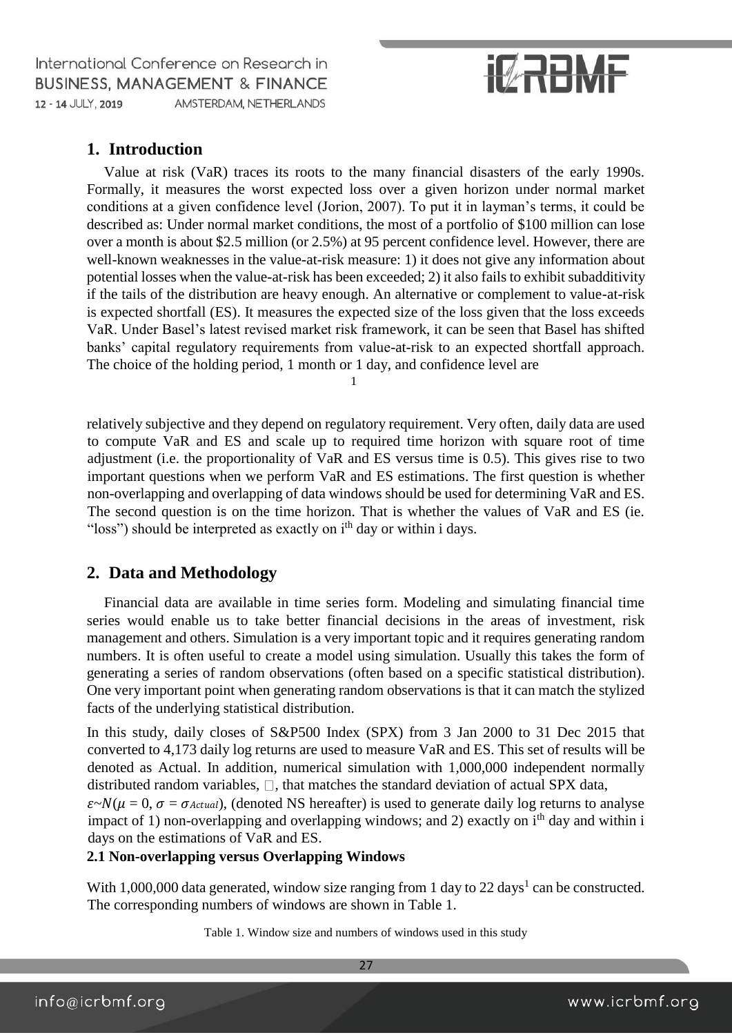## 1. Introduction

Value at risk (VaR) traces its roots to the many financial disasters of the early 1990s. Formally, it measures the worst expected loss over a given horizon under normal market conditions at a given confidence level (Jorion, 2007). To put it in layman's terms, it could be described as: Under normal market conditions, the most of a portfolio of $100 million can lose over a month is about $2.5 million (or 2.5%) at 95 percent confidence level. However, there are well-known weaknesses in the value-at-risk measure: 1) it does not give any information about potential losses when the value-at-risk has been exceeded; 2) it also fails to exhibit subadditivity if the tails of the distribution are heavy enough. An alternative or complement to value-at-risk is expected shortfall (ES). It measures the expected size of the loss given that the loss exceeds VaR. Under Basel's latest revised market risk framework, it can be seen that Basel has shifted banks' capital regulatory requirements from value-at-risk to an expected shortfall approach. The choice of the holding period, 1 month or 1 day, and confidence level are relatively subjective and they depend on regulatory requirement. Very often, daily data are used to compute VaR and ES and scale up to required time horizon with square root of time adjustment (i.e. the proportionality of VaR and ES versus time is 0.5). This gives rise to two important questions when we perform VaR and ES estimations. The first question is whether non-overlapping and overlapping of data windows should be used for determining VaR and ES. The second question is on the time horizon. That is whether the values of VaR and ES (ie. "loss") should be interpreted as exactly on $i^{th}$ day or within i days.

## 2. Data and Methodology

Financial data are available in time series form. Modeling and simulating financial time series would enable us to take better financial decisions in the areas of investment, risk management and others. Simulation is a very important topic and it requires generating random numbers. It is often useful to create a model using simulation. Usually this takes the form of generating a series of random observations (often based on a specific statistical distribution). One very important point when generating random observations is that it can match the stylized facts of the underlying statistical distribution.

In this study, daily closes of S&P500 Index (SPX) from 3 Jan 2000 to 31 Dec 2015 that converted to 4,173 daily log returns are used to measure VaR and ES. This set of results will be denoted as Actual. In addition, numerical simulation with 1,000,000 independent normally distributed random variables, $\varepsilon$, that matches the standard deviation of actual SPX data, $\varepsilon \sim N(\mu = 0, \sigma = \sigma_{Actual})$, (denoted NS hereafter) is used to generate daily log returns to analyse impact of 1) non-overlapping and overlapping windows; and 2) exactly on $i^{th}$ day and within i days on the estimations of VaR and ES.

### 2.1 Non-overlapping versus Overlapping Windows

With 1,000,000 data generated, window size ranging from 1 day to 22 days[1] can be constructed. The corresponding numbers of windows are shown in Table 1.

Table 1. Window size and numbers of windows used in this study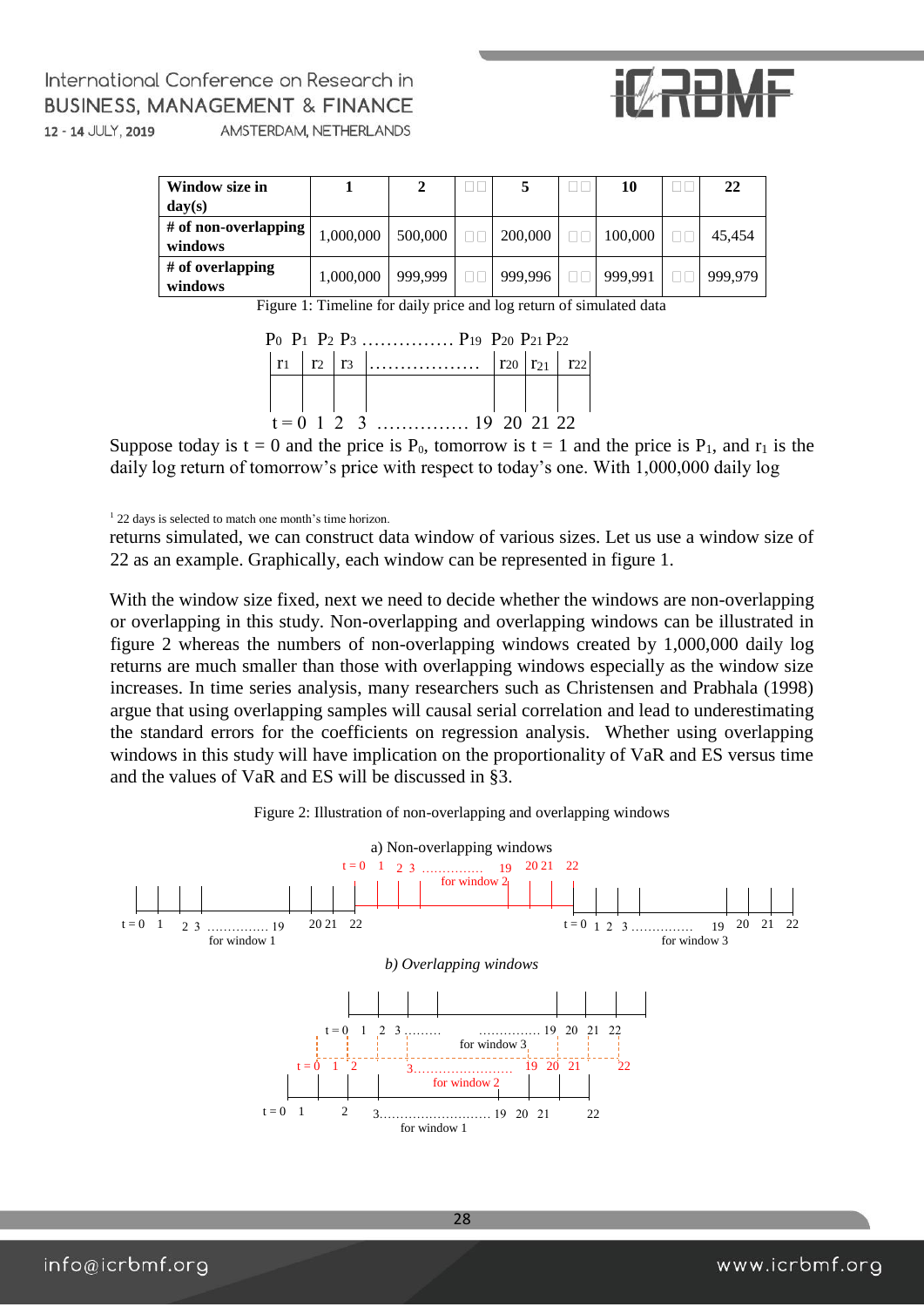| Window size in day(s) | 1 | 2 | □□ | 5 | □□ | 10 | □□ | 22 |
|---|---|---|---|---|---|---|---|---|
| # of non-overlapping windows | 1,000,000 | 500,000 | □□ | 200,000 | □□ | 100,000 | □□ | 45,454 |
| # of overlapping windows | 1,000,000 | 999,999 | □□ | 999,996 | □□ | 999,991 | □□ | 999,979 |

Figure 1: Timeline for daily price and log return of simulated data

$P_0$ $P_1$ $P_2$ $P_3$ …………… $P_{19}$ $P_{20}$ $P_{21}$ $P_{22}$

$r_1$ $r_2$ $r_3$ ……………… $r_{20}$ $r_{21}$ $r_{22}$

t = 0 1 2 3 …………… 19 20 21 22

Suppose today is t = 0 and the price is $P_0$, tomorrow is t = 1 and the price is $P_1$, and $r_1$ is the daily log return of tomorrow's price with respect to today's one. With 1,000,000 daily log returns simulated, we can construct data window of various sizes. Let us use a window size of 22 as an example. Graphically, each window can be represented in figure 1.

[1] 22 days is selected to match one month's time horizon.

With the window size fixed, next we need to decide whether the windows are non-overlapping or overlapping in this study. Non-overlapping and overlapping windows can be illustrated in figure 2 whereas the numbers of non-overlapping windows created by 1,000,000 daily log returns are much smaller than those with overlapping windows especially as the window size increases. In time series analysis, many researchers such as Christensen and Prabhala (1998) argue that using overlapping samples will causal serial correlation and lead to underestimating the standard errors for the coefficients on regression analysis. Whether using overlapping windows in this study will have implication on the proportionality of VaR and ES versus time and the values of VaR and ES will be discussed in §3.

Figure 2: Illustration of non-overlapping and overlapping windows

a) Non-overlapping windows

t = 0 1 2 3 …………… 19 20 21 22 for window 1

t = 0 1 2 3 …………… 19 20 21 22 for window 2

t = 0 1 2 3 …………… 19 20 21 22 for window 3

*b) Overlapping windows*

t = 0 1 2 3 ……… …………… 19 20 21 22 for window 3

t = 0 1 2 3…………………… 19 20 21 22 for window 2

t = 0 1 2 3……………………… 19 20 21 22 for window 1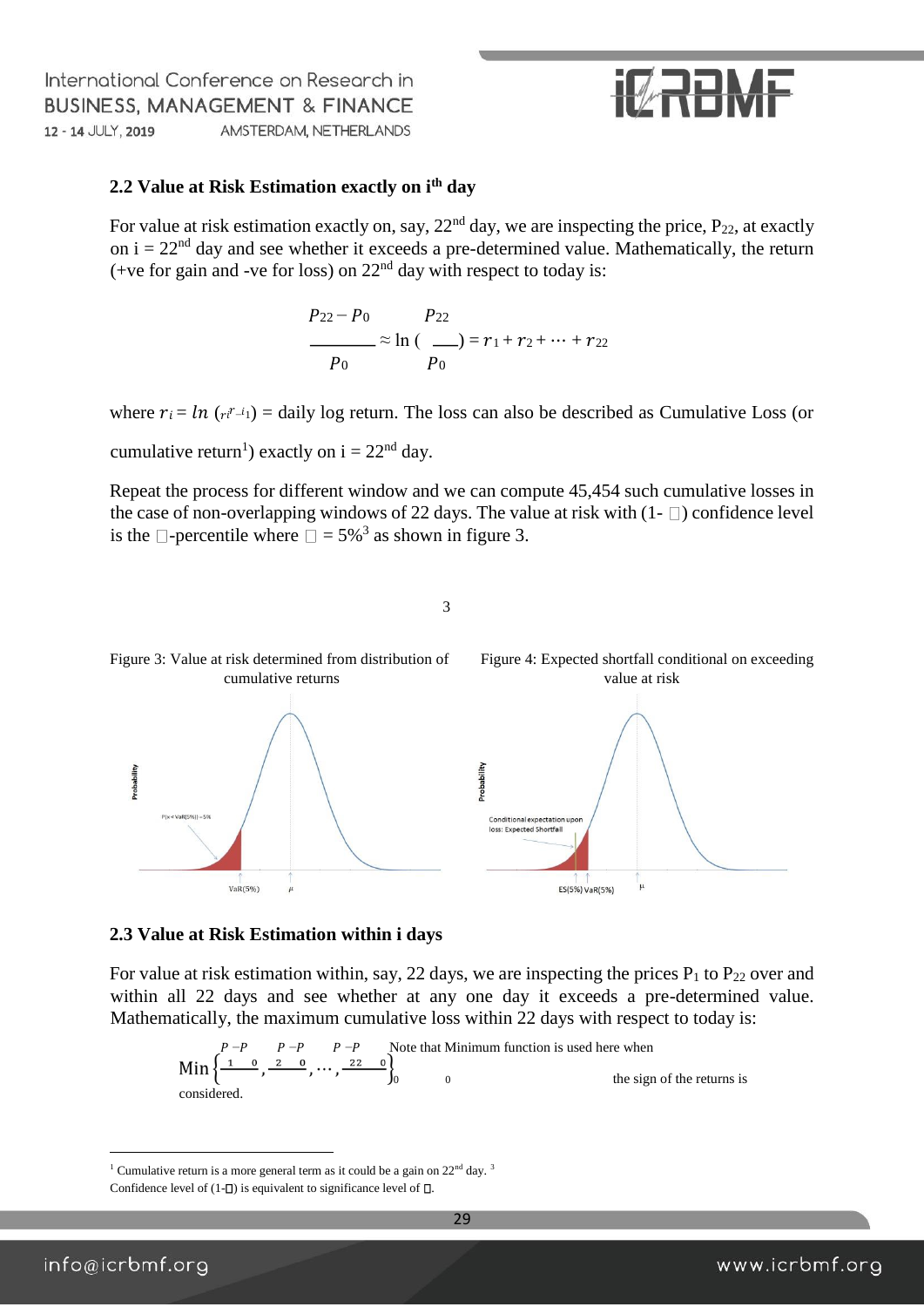### 2.2 Value at Risk Estimation exactly on $i^{th}$ day

For value at risk estimation exactly on, say, $22^{nd}$ day, we are inspecting the price, $P_{22}$, at exactly on $i = 22^{nd}$ day and see whether it exceeds a pre-determined value. Mathematically, the return (+ve for gain and -ve for loss) on $22^{nd}$ day with respect to today is:

$$\frac{P_{22} - P_0}{P_0} \approx \ln\left(\frac{P_{22}}{P_0}\right) = r_1 + r_2 + \cdots + r_{22}$$

where $r_i = \ln\left(\frac{r_i}{r_{i-1}}\right)$ = daily log return. The loss can also be described as Cumulative Loss (or cumulative return[1]) exactly on $i = 22^{nd}$ day.

Repeat the process for different window and we can compute 45,454 such cumulative losses in the case of non-overlapping windows of 22 days. The value at risk with $(1- \alpha)$ confidence level is the $\alpha$-percentile where $\alpha = 5\%$[3] as shown in figure 3.

Figure 3: Value at risk determined from distribution of cumulative returns

Figure 4: Expected shortfall conditional on exceeding value at risk

### 2.3 Value at Risk Estimation within i days

For value at risk estimation within, say, 22 days, we are inspecting the prices $P_1$ to $P_{22}$ over and within all 22 days and see whether at any one day it exceeds a pre-determined value. Mathematically, the maximum cumulative loss within 22 days with respect to today is:

$$\text{Min}\left\{\frac{P_1 - P_0}{P_0}, \frac{P_2 - P_0}{P_0}, \cdots, \frac{P_{22} - P_0}{P_0}\right\}$$

Note that Minimum function is used here when the sign of the returns is considered.

---

[1] Cumulative return is a more general term as it could be a gain on $22^{nd}$ day.

[3] Confidence level of $(1-\alpha)$ is equivalent to significance level of $\alpha$.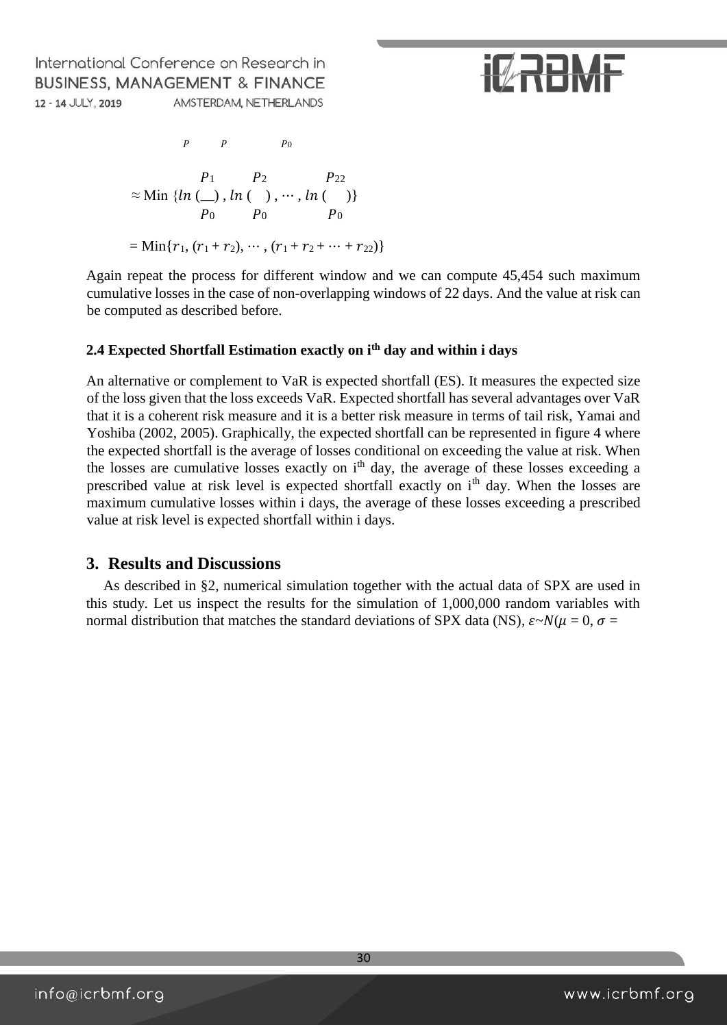$$P \quad P \quad P_0$$

$$\approx \text{Min}\left\{ln\left(\frac{P_1}{P_0}\right), ln\left(\frac{P_2}{P_0}\right), \cdots, ln\left(\frac{P_{22}}{P_0}\right)\right\}$$

$$= \text{Min}\{r_1, (r_1 + r_2), \cdots, (r_1 + r_2 + \cdots + r_{22})\}$$

Again repeat the process for different window and we can compute 45,454 such maximum cumulative losses in the case of non-overlapping windows of 22 days. And the value at risk can be computed as described before.

### 2.4 Expected Shortfall Estimation exactly on i$^{th}$ day and within i days

An alternative or complement to VaR is expected shortfall (ES). It measures the expected size of the loss given that the loss exceeds VaR. Expected shortfall has several advantages over VaR that it is a coherent risk measure and it is a better risk measure in terms of tail risk, Yamai and Yoshiba (2002, 2005). Graphically, the expected shortfall can be represented in figure 4 where the expected shortfall is the average of losses conditional on exceeding the value at risk. When the losses are cumulative losses exactly on i$^{th}$ day, the average of these losses exceeding a prescribed value at risk level is expected shortfall exactly on i$^{th}$ day. When the losses are maximum cumulative losses within i days, the average of these losses exceeding a prescribed value at risk level is expected shortfall within i days.

## 3. Results and Discussions

As described in §2, numerical simulation together with the actual data of SPX are used in this study. Let us inspect the results for the simulation of 1,000,000 random variables with normal distribution that matches the standard deviations of SPX data (NS), $\varepsilon \sim N(\mu = 0, \sigma =$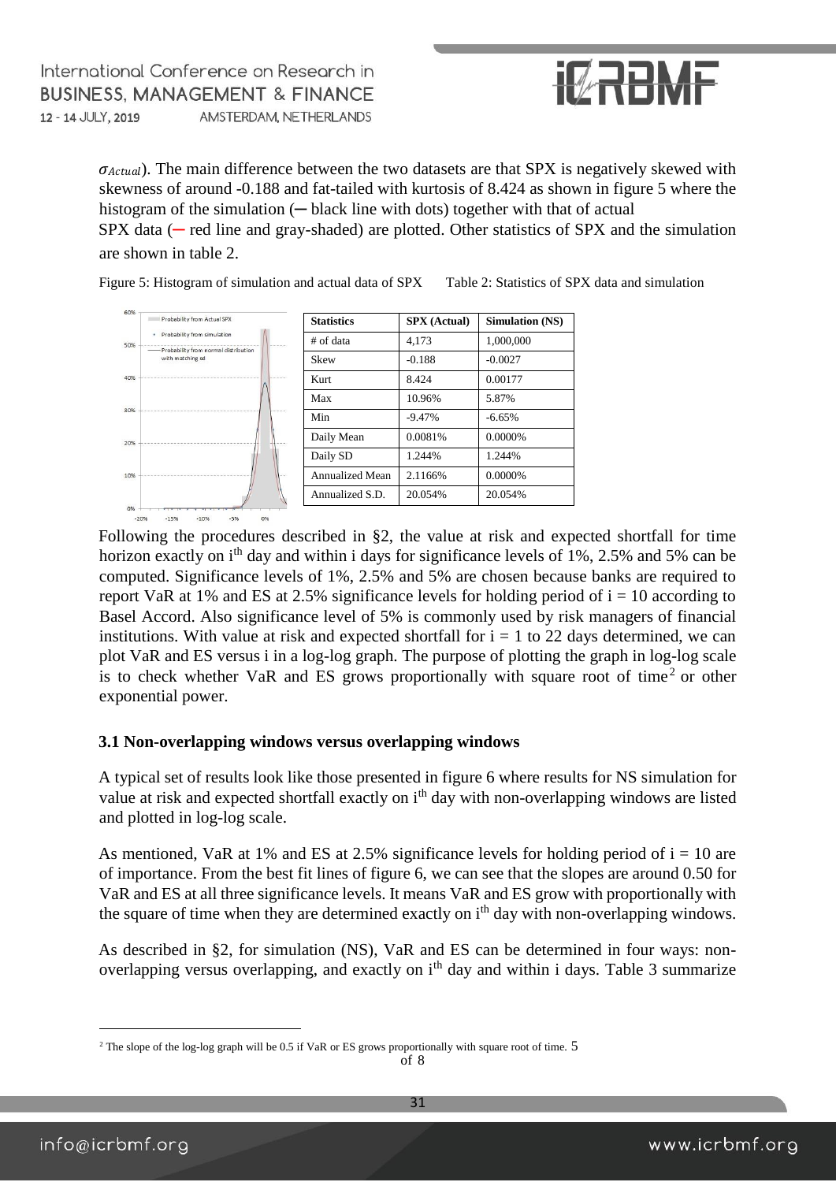$\sigma_{Actual}$). The main difference between the two datasets are that SPX is negatively skewed with skewness of around -0.188 and fat-tailed with kurtosis of 8.424 as shown in figure 5 where the histogram of the simulation (─ black line with dots) together with that of actual SPX data (─ red line and gray-shaded) are plotted. Other statistics of SPX and the simulation are shown in table 2.

Figure 5: Histogram of simulation and actual data of SPX

Table 2: Statistics of SPX data and simulation

| Statistics | SPX (Actual) | Simulation (NS) |
|---|---|---|
| # of data | 4,173 | 1,000,000 |
| Skew | -0.188 | -0.0027 |
| Kurt | 8.424 | 0.00177 |
| Max | 10.96% | 5.87% |
| Min | -9.47% | -6.65% |
| Daily Mean | 0.0081% | 0.0000% |
| Daily SD | 1.244% | 1.244% |
| Annualized Mean | 2.1166% | 0.0000% |
| Annualized S.D. | 20.054% | 20.054% |

Following the procedures described in §2, the value at risk and expected shortfall for time horizon exactly on i[th] day and within i days for significance levels of 1%, 2.5% and 5% can be computed. Significance levels of 1%, 2.5% and 5% are chosen because banks are required to report VaR at 1% and ES at 2.5% significance levels for holding period of $i = 10$ according to Basel Accord. Also significance level of 5% is commonly used by risk managers of financial institutions. With value at risk and expected shortfall for $i = 1$ to 22 days determined, we can plot VaR and ES versus i in a log-log graph. The purpose of plotting the graph in log-log scale is to check whether VaR and ES grows proportionally with square root of time[2] or other exponential power.

### 3.1 Non-overlapping windows versus overlapping windows

A typical set of results look like those presented in figure 6 where results for NS simulation for value at risk and expected shortfall exactly on i[th] day with non-overlapping windows are listed and plotted in log-log scale.

As mentioned, VaR at 1% and ES at 2.5% significance levels for holding period of $i = 10$ are of importance. From the best fit lines of figure 6, we can see that the slopes are around 0.50 for VaR and ES at all three significance levels. It means VaR and ES grow with proportionally with the square of time when they are determined exactly on i[th] day with non-overlapping windows.

As described in §2, for simulation (NS), VaR and ES can be determined in four ways: non-overlapping versus overlapping, and exactly on i[th] day and within i days. Table 3 summarize

[2] The slope of the log-log graph will be 0.5 if VaR or ES grows proportionally with square root of time.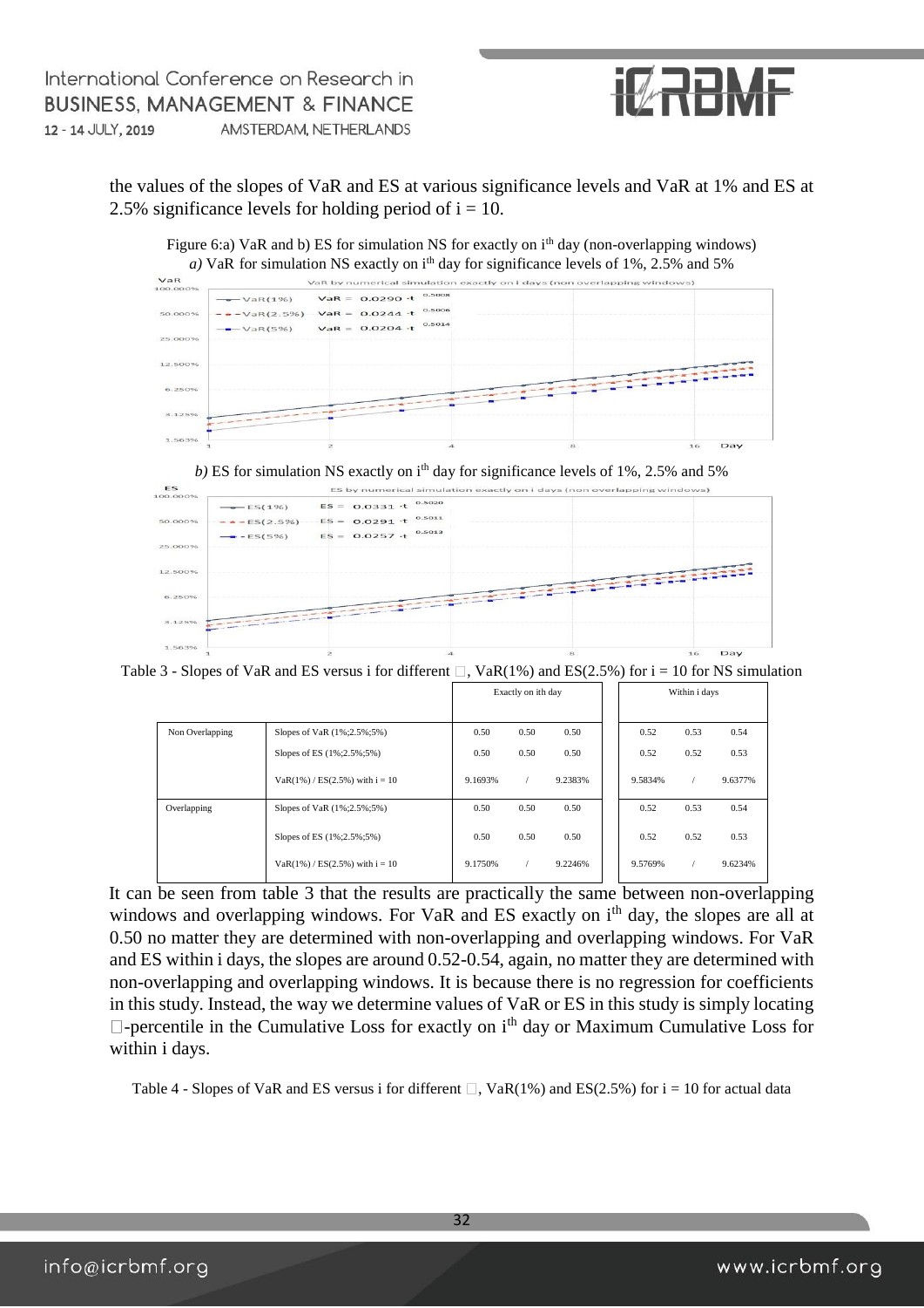the values of the slopes of VaR and ES at various significance levels and VaR at 1% and ES at 2.5% significance levels for holding period of i = 10.

Figure 6:a) VaR and b) ES for simulation NS for exactly on $i^{th}$ day (non-overlapping windows)

*a)* VaR for simulation NS exactly on $i^{th}$ day for significance levels of 1%, 2.5% and 5%

*b)* ES for simulation NS exactly on $i^{th}$ day for significance levels of 1%, 2.5% and 5%

Table 3 - Slopes of VaR and ES versus i for different $\alpha$, VaR(1%) and ES(2.5%) for i = 10 for NS simulation

| | | Exactly on ith day | | | Within i days | | |
|---|---|---|---|---|---|---|---|
| Non Overlapping | Slopes of VaR (1%;2.5%;5%) | 0.50 | 0.50 | 0.50 | 0.52 | 0.53 | 0.54 |
| | Slopes of ES (1%;2.5%;5%) | 0.50 | 0.50 | 0.50 | 0.52 | 0.52 | 0.53 |
| | VaR(1%) / ES(2.5%) with i = 10 | 9.1693% | / | 9.2383% | 9.5834% | / | 9.6377% |
| Overlapping | Slopes of VaR (1%;2.5%;5%) | 0.50 | 0.50 | 0.50 | 0.52 | 0.53 | 0.54 |
| | Slopes of ES (1%;2.5%;5%) | 0.50 | 0.50 | 0.50 | 0.52 | 0.52 | 0.53 |
| | VaR(1%) / ES(2.5%) with i = 10 | 9.1750% | / | 9.2246% | 9.5769% | / | 9.6234% |

It can be seen from table 3 that the results are practically the same between non-overlapping windows and overlapping windows. For VaR and ES exactly on $i^{th}$ day, the slopes are all at 0.50 no matter they are determined with non-overlapping and overlapping windows. For VaR and ES within i days, the slopes are around 0.52-0.54, again, no matter they are determined with non-overlapping and overlapping windows. It is because there is no regression for coefficients in this study. Instead, the way we determine values of VaR or ES in this study is simply locating $\alpha$-percentile in the Cumulative Loss for exactly on $i^{th}$ day or Maximum Cumulative Loss for within i days.

Table 4 - Slopes of VaR and ES versus i for different $\alpha$, VaR(1%) and ES(2.5%) for i = 10 for actual data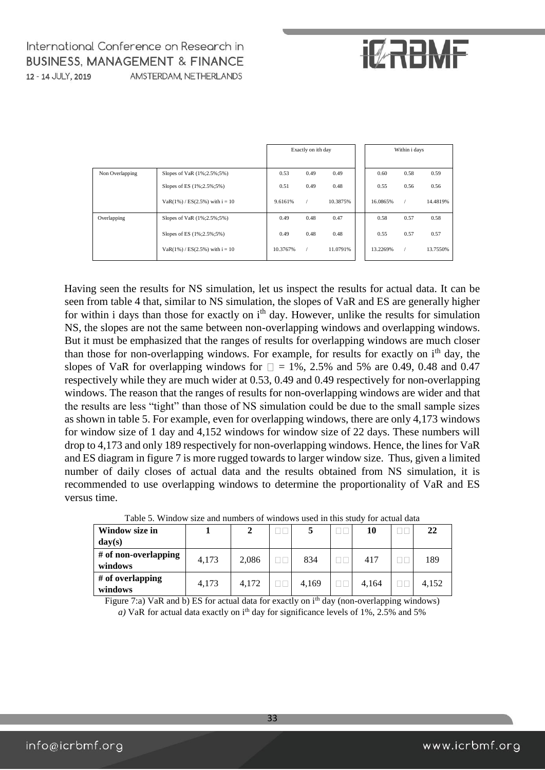| | | Exactly on ith day | | | Within i days | | |
|---|---|---|---|---|---|---|---|
| Non Overlapping | Slopes of VaR (1%;2.5%;5%) | 0.53 | 0.49 | 0.49 | 0.60 | 0.58 | 0.59 |
| | Slopes of ES (1%;2.5%;5%) | 0.51 | 0.49 | 0.48 | 0.55 | 0.56 | 0.56 |
| | VaR(1%) / ES(2.5%) with i = 10 | 9.6161% | / | 10.3875% | 16.0865% | / | 14.4819% |
| Overlapping | Slopes of VaR (1%;2.5%;5%) | 0.49 | 0.48 | 0.47 | 0.58 | 0.57 | 0.58 |
| | Slopes of ES (1%;2.5%;5%) | 0.49 | 0.48 | 0.48 | 0.55 | 0.57 | 0.57 |
| | VaR(1%) / ES(2.5%) with i = 10 | 10.3767% | / | 11.0791% | 13.2269% | / | 13.7550% |

Having seen the results for NS simulation, let us inspect the results for actual data. It can be seen from table 4 that, similar to NS simulation, the slopes of VaR and ES are generally higher for within i days than those for exactly on $i^{th}$ day. However, unlike the results for simulation NS, the slopes are not the same between non-overlapping windows and overlapping windows. But it must be emphasized that the ranges of results for overlapping windows are much closer than those for non-overlapping windows. For example, for results for exactly on $i^{th}$ day, the slopes of VaR for overlapping windows for $\alpha$ = 1%, 2.5% and 5% are 0.49, 0.48 and 0.47 respectively while they are much wider at 0.53, 0.49 and 0.49 respectively for non-overlapping windows. The reason that the ranges of results for non-overlapping windows are wider and that the results are less "tight" than those of NS simulation could be due to the small sample sizes as shown in table 5. For example, even for overlapping windows, there are only 4,173 windows for window size of 1 day and 4,152 windows for window size of 22 days. These numbers will drop to 4,173 and only 189 respectively for non-overlapping windows. Hence, the lines for VaR and ES diagram in figure 7 is more rugged towards to larger window size. Thus, given a limited number of daily closes of actual data and the results obtained from NS simulation, it is recommended to use overlapping windows to determine the proportionality of VaR and ES versus time.

Table 5. Window size and numbers of windows used in this study for actual data

| **Window size in day(s)** | **1** | **2** | … | **5** | … | **10** | … | **22** |
|---|---|---|---|---|---|---|---|---|
| **# of non-overlapping windows** | 4,173 | 2,086 | … | 834 | … | 417 | … | 189 |
| **# of overlapping windows** | 4,173 | 4,172 | … | 4,169 | … | 4,164 | … | 4,152 |

Figure 7:a) VaR and b) ES for actual data for exactly on $i^{th}$ day (non-overlapping windows)

*a)* VaR for actual data exactly on $i^{th}$ day for significance levels of 1%, 2.5% and 5%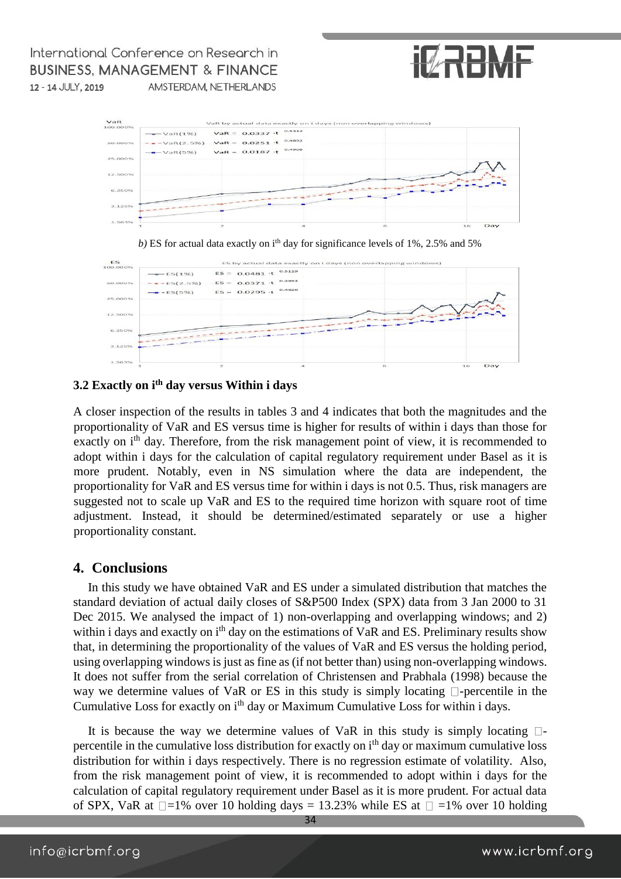*b)* ES for actual data exactly on $i^{th}$ day for significance levels of 1%, 2.5% and 5%

### 3.2 Exactly on $i^{th}$ day versus Within i days

A closer inspection of the results in tables 3 and 4 indicates that both the magnitudes and the proportionality of VaR and ES versus time is higher for results of within i days than those for exactly on $i^{th}$ day. Therefore, from the risk management point of view, it is recommended to adopt within i days for the calculation of capital regulatory requirement under Basel as it is more prudent. Notably, even in NS simulation where the data are independent, the proportionality for VaR and ES versus time for within i days is not 0.5. Thus, risk managers are suggested not to scale up VaR and ES to the required time horizon with square root of time adjustment. Instead, it should be determined/estimated separately or use a higher proportionality constant.

## 4. Conclusions

In this study we have obtained VaR and ES under a simulated distribution that matches the standard deviation of actual daily closes of S&P500 Index (SPX) data from 3 Jan 2000 to 31 Dec 2015. We analysed the impact of 1) non-overlapping and overlapping windows; and 2) within i days and exactly on $i^{th}$ day on the estimations of VaR and ES. Preliminary results show that, in determining the proportionality of the values of VaR and ES versus the holding period, using overlapping windows is just as fine as (if not better than) using non-overlapping windows. It does not suffer from the serial correlation of Christensen and Prabhala (1998) because the way we determine values of VaR or ES in this study is simply locating $\alpha$-percentile in the Cumulative Loss for exactly on $i^{th}$ day or Maximum Cumulative Loss for within i days.

It is because the way we determine values of VaR in this study is simply locating $\alpha$-percentile in the cumulative loss distribution for exactly on $i^{th}$ day or maximum cumulative loss distribution for within i days respectively. There is no regression estimate of volatility. Also, from the risk management point of view, it is recommended to adopt within i days for the calculation of capital regulatory requirement under Basel as it is more prudent. For actual data of SPX, VaR at $\alpha$=1% over 10 holding days = 13.23% while ES at $\alpha$ =1% over 10 holding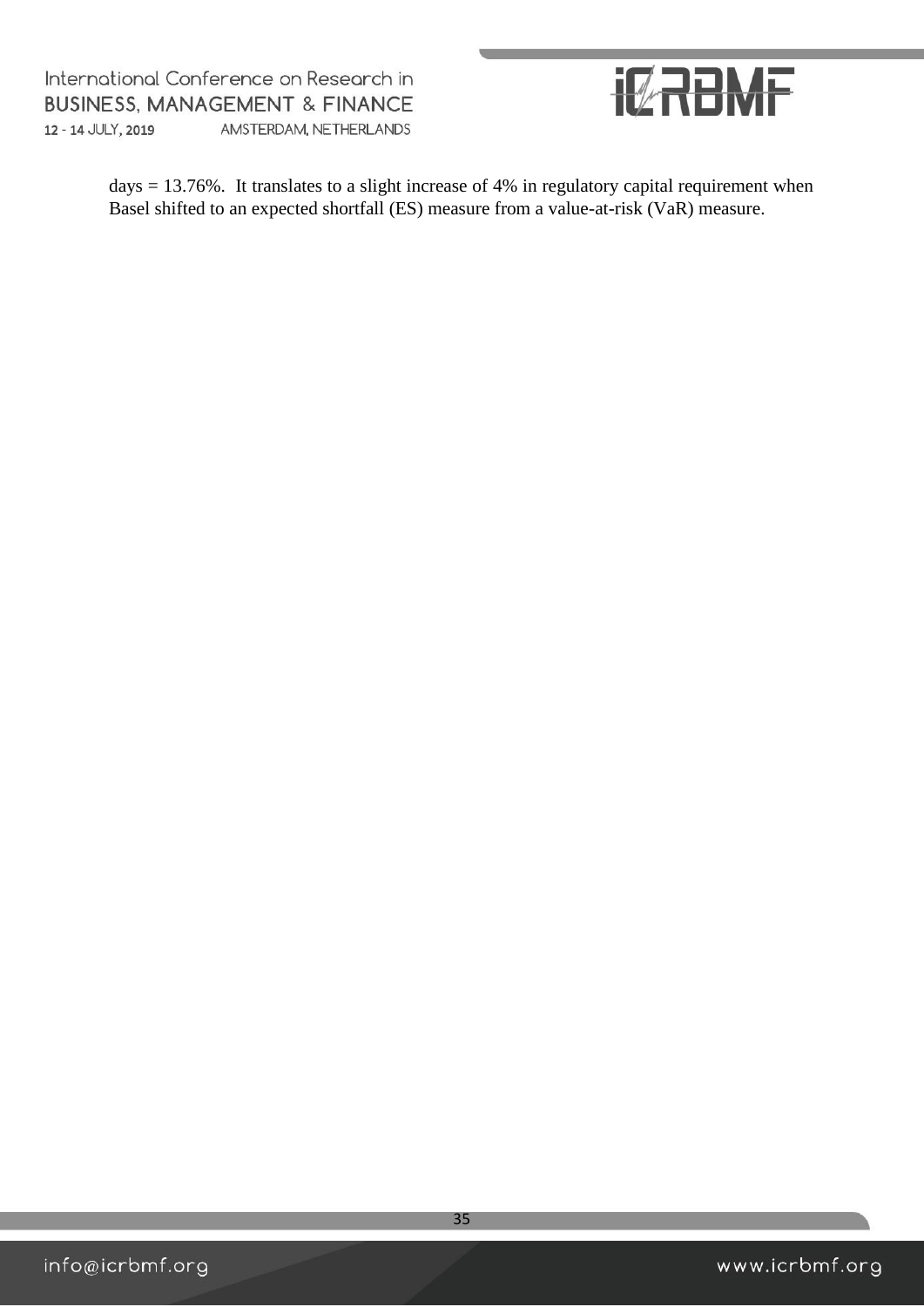days = 13.76%. It translates to a slight increase of 4% in regulatory capital requirement when Basel shifted to an expected shortfall (ES) measure from a value-at-risk (VaR) measure.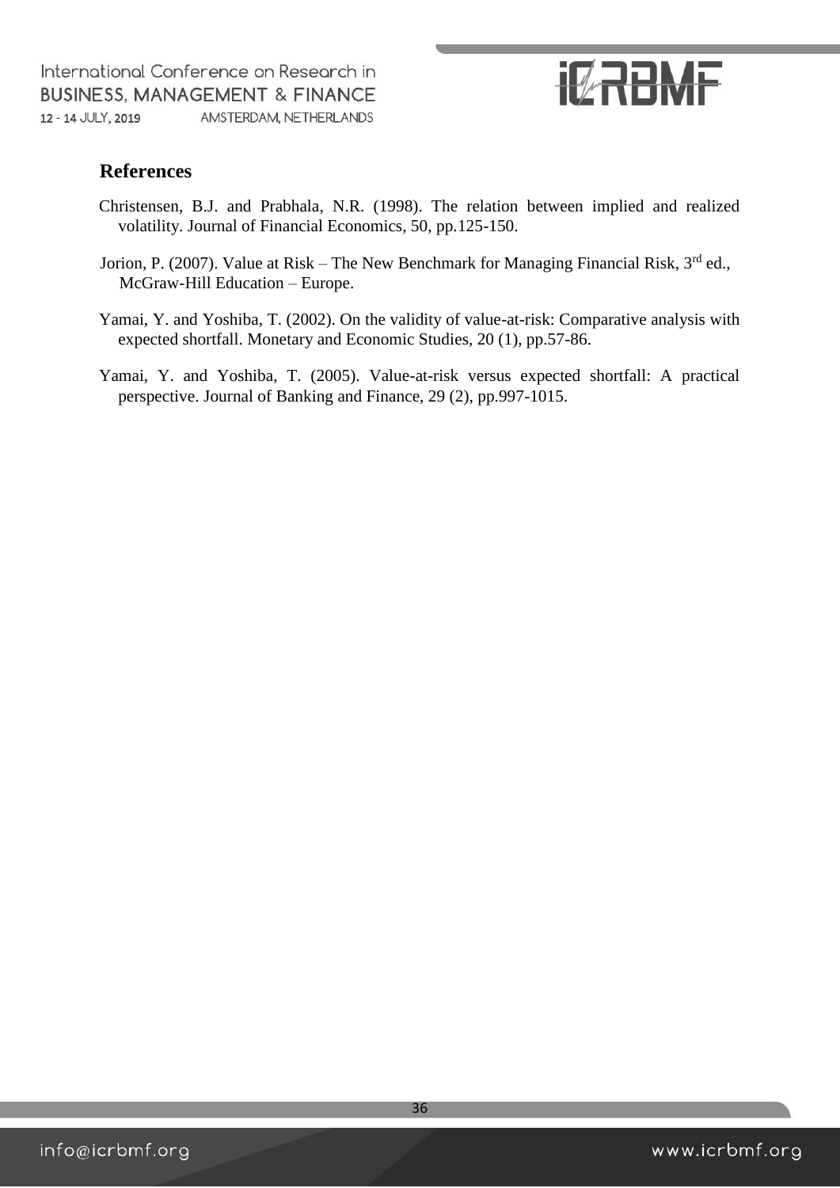## References

Christensen, B.J. and Prabhala, N.R. (1998). The relation between implied and realized volatility. Journal of Financial Economics, 50, pp.125-150.

Jorion, P. (2007). Value at Risk – The New Benchmark for Managing Financial Risk, 3rd ed., McGraw-Hill Education – Europe.

Yamai, Y. and Yoshiba, T. (2002). On the validity of value-at-risk: Comparative analysis with expected shortfall. Monetary and Economic Studies, 20 (1), pp.57-86.

Yamai, Y. and Yoshiba, T. (2005). Value-at-risk versus expected shortfall: A practical perspective. Journal of Banking and Finance, 29 (2), pp.997-1015.